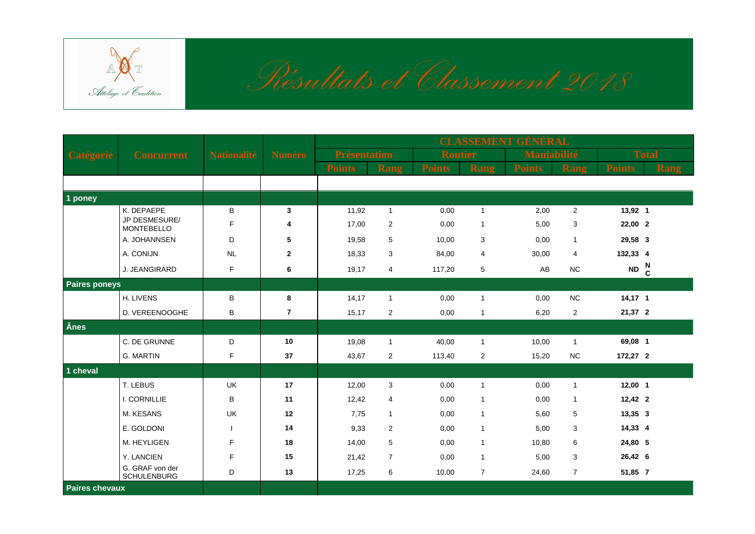Attelage et Tradition

# Résultats et Classement 2018

| Catégorie | Concurrent | Nationalité | Numéro | CLASSEMENT GÉNÉRAL | | | | | | | |
|---|---|---|---|---|---|---|---|---|---|---|---|
| | | | | Présentation | | Routier | | Maniabilité | | Total | |
| | | | | Points | Rang | Points | Rang | Points | Rang | Points | Rang |
| **1 poney** | | | | | | | | | | | |
| | K. DEPAEPE | B | **3** | 11,92 | 1 | 0,00 | 1 | 2,00 | 2 | **13,92** | **1** |
| | JP DESMESURE/ MONTEBELLO | F | **4** | 17,00 | 2 | 0,00 | 1 | 5,00 | 3 | **22,00** | **2** |
| | A. JOHANNSEN | D | **5** | 19,58 | 5 | 10,00 | 3 | 0,00 | 1 | **29,58** | **3** |
| | A. CONIJN | NL | **2** | 18,33 | 3 | 84,00 | 4 | 30,00 | 4 | **132,33** | **4** |
| | J. JEANGIRARD | F | **6** | 19,17 | 4 | 117,20 | 5 | AB | NC | **ND** | **NC** |
| **Paires poneys** | | | | | | | | | | | |
| | H. LIVENS | B | **8** | 14,17 | 1 | 0,00 | 1 | 0,00 | NC | **14,17** | **1** |
| | D. VEREENOOGHE | B | **7** | 15,17 | 2 | 0,00 | 1 | 6,20 | 2 | **21,37** | **2** |
| **Ânes** | | | | | | | | | | | |
| | C. DE GRUNNE | D | **10** | 19,08 | 1 | 40,00 | 1 | 10,00 | 1 | **69,08** | **1** |
| | G. MARTIN | F | **37** | 43,67 | 2 | 113,40 | 2 | 15,20 | NC | **172,27** | **2** |
| **1 cheval** | | | | | | | | | | | |
| | T. LEBUS | UK | **17** | 12,00 | 3 | 0,00 | 1 | 0,00 | 1 | **12,00** | **1** |
| | I. CORNILLIE | B | **11** | 12,42 | 4 | 0,00 | 1 | 0,00 | 1 | **12,42** | **2** |
| | M. KESANS | UK | **12** | 7,75 | 1 | 0,00 | 1 | 5,60 | 5 | **13,35** | **3** |
| | E. GOLDONI | I | **14** | 9,33 | 2 | 0,00 | 1 | 5,00 | 3 | **14,33** | **4** |
| | M. HEYLIGEN | F | **18** | 14,00 | 5 | 0,00 | 1 | 10,80 | 6 | **24,80** | **5** |
| | Y. LANCIEN | F | **15** | 21,42 | 7 | 0,00 | 1 | 5,00 | 3 | **26,42** | **6** |
| | G. GRAF von der SCHULENBURG | D | **13** | 17,25 | 6 | 10,00 | 7 | 24,60 | 7 | **51,85** | **7** |
| **Paires chevaux** | | | | | | | | | | | |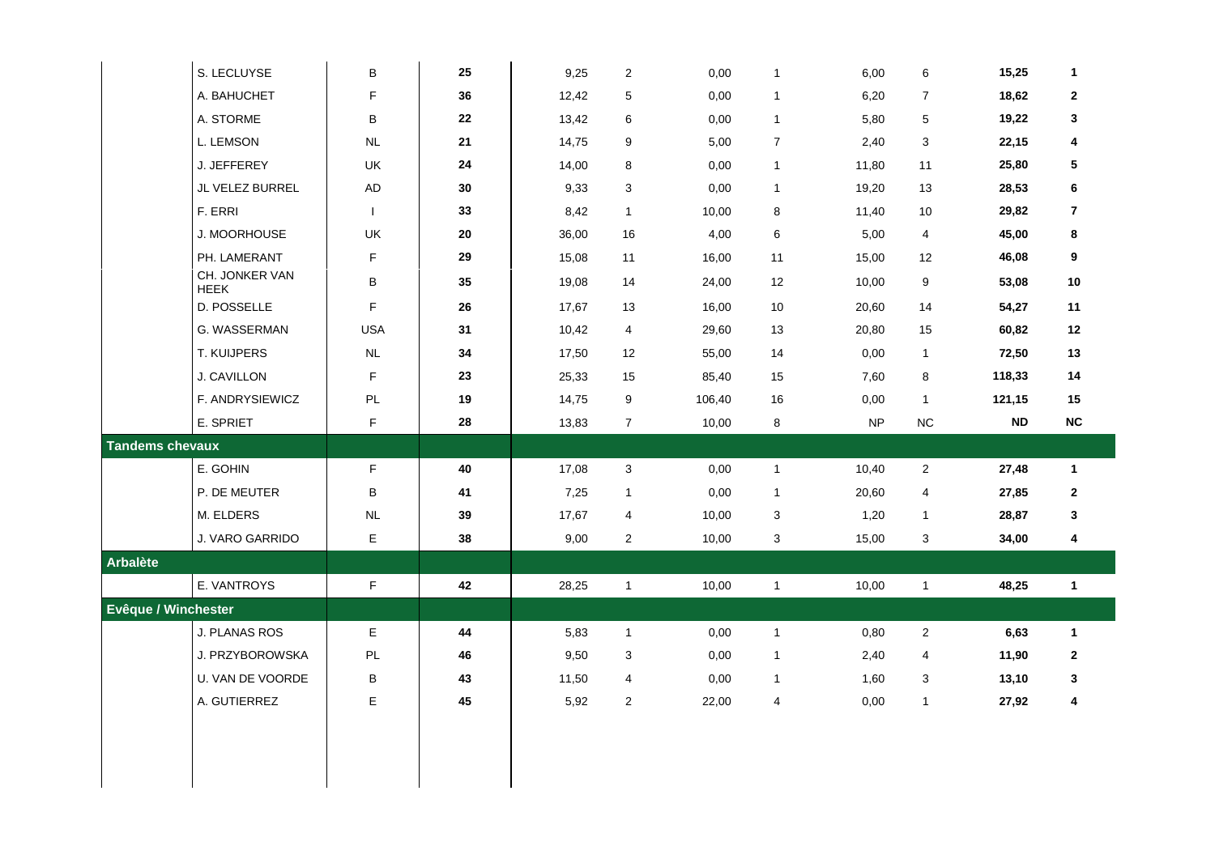| | | | | | | | | | | | |
|---|---|---|---|---|---|---|---|---|---|---|---|
| | S. LECLUYSE | B | **25** | 9,25 | 2 | 0,00 | 1 | 6,00 | 6 | **15,25** | **1** |
| | A. BAHUCHET | F | **36** | 12,42 | 5 | 0,00 | 1 | 6,20 | 7 | **18,62** | **2** |
| | A. STORME | B | **22** | 13,42 | 6 | 0,00 | 1 | 5,80 | 5 | **19,22** | **3** |
| | L. LEMSON | NL | **21** | 14,75 | 9 | 5,00 | 7 | 2,40 | 3 | **22,15** | **4** |
| | J. JEFFEREY | UK | **24** | 14,00 | 8 | 0,00 | 1 | 11,80 | 11 | **25,80** | **5** |
| | JL VELEZ BURREL | AD | **30** | 9,33 | 3 | 0,00 | 1 | 19,20 | 13 | **28,53** | **6** |
| | F. ERRI | I | **33** | 8,42 | 1 | 10,00 | 8 | 11,40 | 10 | **29,82** | **7** |
| | J. MOORHOUSE | UK | **20** | 36,00 | 16 | 4,00 | 6 | 5,00 | 4 | **45,00** | **8** |
| | PH. LAMERANT | F | **29** | 15,08 | 11 | 16,00 | 11 | 15,00 | 12 | **46,08** | **9** |
| | CH. JONKER VAN HEEK | B | **35** | 19,08 | 14 | 24,00 | 12 | 10,00 | 9 | **53,08** | **10** |
| | D. POSSELLE | F | **26** | 17,67 | 13 | 16,00 | 10 | 20,60 | 14 | **54,27** | **11** |
| | G. WASSERMAN | USA | **31** | 10,42 | 4 | 29,60 | 13 | 20,80 | 15 | **60,82** | **12** |
| | T. KUIJPERS | NL | **34** | 17,50 | 12 | 55,00 | 14 | 0,00 | 1 | **72,50** | **13** |
| | J. CAVILLON | F | **23** | 25,33 | 15 | 85,40 | 15 | 7,60 | 8 | **118,33** | **14** |
| | F. ANDRYSIEWICZ | PL | **19** | 14,75 | 9 | 106,40 | 16 | 0,00 | 1 | **121,15** | **15** |
| | E. SPRIET | F | **28** | 13,83 | 7 | 10,00 | 8 | NP | NC | **ND** | **NC** |
| **Tandems chevaux** | | | | | | | | | | | |
| | E. GOHIN | F | **40** | 17,08 | 3 | 0,00 | 1 | 10,40 | 2 | **27,48** | **1** |
| | P. DE MEUTER | B | **41** | 7,25 | 1 | 0,00 | 1 | 20,60 | 4 | **27,85** | **2** |
| | M. ELDERS | NL | **39** | 17,67 | 4 | 10,00 | 3 | 1,20 | 1 | **28,87** | **3** |
| | J. VARO GARRIDO | E | **38** | 9,00 | 2 | 10,00 | 3 | 15,00 | 3 | **34,00** | **4** |
| **Arbalète** | | | | | | | | | | | |
| | E. VANTROYS | F | **42** | 28,25 | 1 | 10,00 | 1 | 10,00 | 1 | **48,25** | **1** |
| **Evêque / Winchester** | | | | | | | | | | | |
| | J. PLANAS ROS | E | **44** | 5,83 | 1 | 0,00 | 1 | 0,80 | 2 | **6,63** | **1** |
| | J. PRZYBOROWSKA | PL | **46** | 9,50 | 3 | 0,00 | 1 | 2,40 | 4 | **11,90** | **2** |
| | U. VAN DE VOORDE | B | **43** | 11,50 | 4 | 0,00 | 1 | 1,60 | 3 | **13,10** | **3** |
| | A. GUTIERREZ | E | **45** | 5,92 | 2 | 22,00 | 4 | 0,00 | 1 | **27,92** | **4** |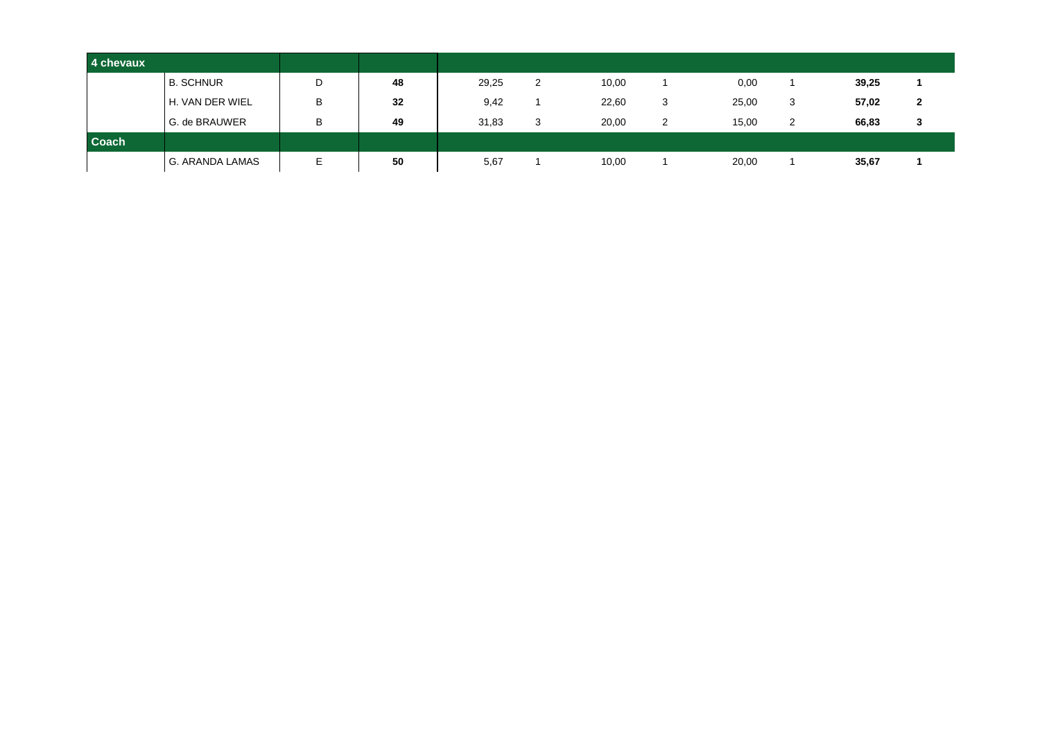| | | | | | | | | | | | |
|---|---|---|---|---|---|---|---|---|---|---|---|
| **4 chevaux** | | | | | | | | | | | |
| | B. SCHNUR | D | **48** | 29,25 | 2 | 10,00 | 1 | 0,00 | 1 | **39,25** | **1** |
| | H. VAN DER WIEL | B | **32** | 9,42 | 1 | 22,60 | 3 | 25,00 | 3 | **57,02** | **2** |
| | G. de BRAUWER | B | **49** | 31,83 | 3 | 20,00 | 2 | 15,00 | 2 | **66,83** | **3** |
| **Coach** | | | | | | | | | | | |
| | G. ARANDA LAMAS | E | **50** | 5,67 | 1 | 10,00 | 1 | 20,00 | 1 | **35,67** | **1** |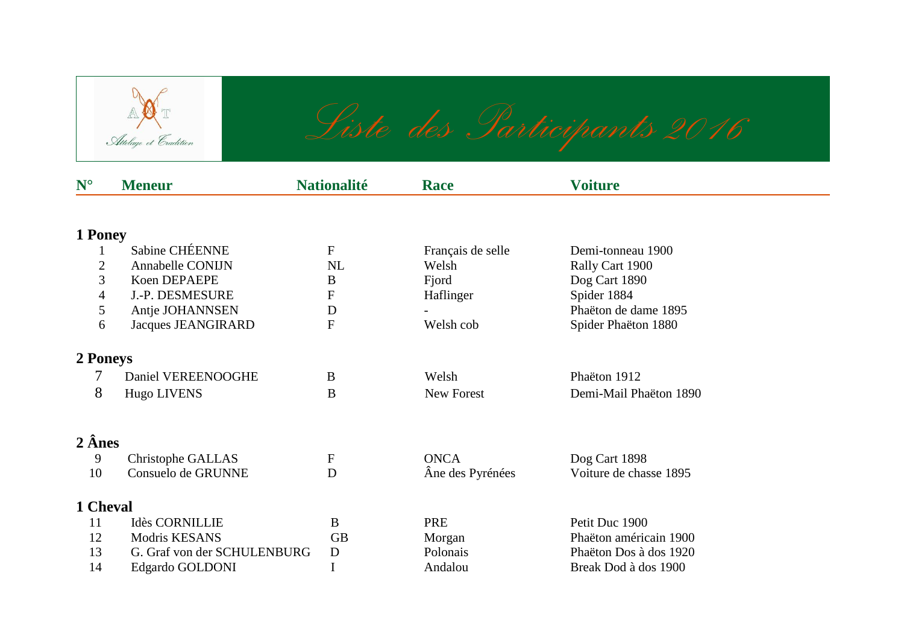# Liste des Participants 2016

Attelage et Tradition

| N° | Meneur | Nationalité | Race | Voiture |
| --- | --- | --- | --- | --- |
| **1 Poney** | | | | |
| 1 | Sabine CHÉENNE | F | Français de selle | Demi-tonneau 1900 |
| 2 | Annabelle CONIJN | NL | Welsh | Rally Cart 1900 |
| 3 | Koen DEPAEPE | B | Fjord | Dog Cart 1890 |
| 4 | J.-P. DESMESURE | F | Haflinger | Spider 1884 |
| 5 | Antje JOHANNSEN | D | - | Phaëton de dame 1895 |
| 6 | Jacques JEANGIRARD | F | Welsh cob | Spider Phaëton 1880 |
| **2 Poneys** | | | | |
| 7 | Daniel VEREENOOGHE | B | Welsh | Phaëton 1912 |
| 8 | Hugo LIVENS | B | New Forest | Demi-Mail Phaëton 1890 |
| **2 Ânes** | | | | |
| 9 | Christophe GALLAS | F | ONCA | Dog Cart 1898 |
| 10 | Consuelo de GRUNNE | D | Âne des Pyrénées | Voiture de chasse 1895 |
| **1 Cheval** | | | | |
| 11 | Idès CORNILLIE | B | PRE | Petit Duc 1900 |
| 12 | Modris KESANS | GB | Morgan | Phaëton américain 1900 |
| 13 | G. Graf von der SCHULENBURG | D | Polonais | Phaëton Dos à dos 1920 |
| 14 | Edgardo GOLDONI | I | Andalou | Break Dod à dos 1900 |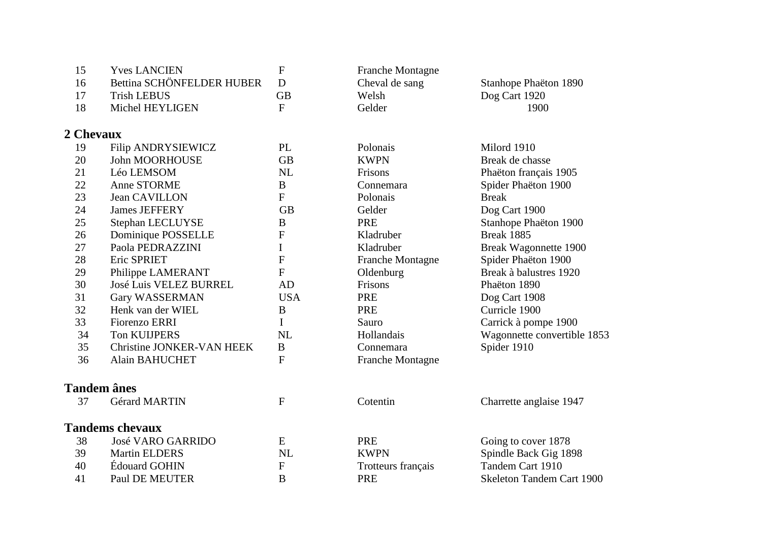| | | | | |
|---|---|---|---|---|
| 15 | Yves LANCIEN | F | Franche Montagne | |
| 16 | Bettina SCHÖNFELDER HUBER | D | Cheval de sang | Stanhope Phaëton 1890 |
| 17 | Trish LEBUS | GB | Welsh | Dog Cart 1920 |
| 18 | Michel HEYLIGEN | F | Gelder | 1900 |

## 2 Chevaux

| | | | | |
|---|---|---|---|---|
| 19 | Filip ANDRYSIEWICZ | PL | Polonais | Milord 1910 |
| 20 | John MOORHOUSE | GB | KWPN | Break de chasse |
| 21 | Léo LEMSOM | NL | Frisons | Phaëton français 1905 |
| 22 | Anne STORME | B | Connemara | Spider Phaëton 1900 |
| 23 | Jean CAVILLON | F | Polonais | Break |
| 24 | James JEFFERY | GB | Gelder | Dog Cart 1900 |
| 25 | Stephan LECLUYSE | B | PRE | Stanhope Phaëton 1900 |
| 26 | Dominique POSSELLE | F | Kladruber | Break 1885 |
| 27 | Paola PEDRAZZINI | I | Kladruber | Break Wagonnette 1900 |
| 28 | Eric SPRIET | F | Franche Montagne | Spider Phaëton 1900 |
| 29 | Philippe LAMERANT | F | Oldenburg | Break à balustres 1920 |
| 30 | José Luis VELEZ BURREL | AD | Frisons | Phaëton 1890 |
| 31 | Gary WASSERMAN | USA | PRE | Dog Cart 1908 |
| 32 | Henk van der WIEL | B | PRE | Curricle 1900 |
| 33 | Fiorenzo ERRI | I | Sauro | Carrick à pompe 1900 |
| 34 | Ton KUIJPERS | NL | Hollandais | Wagonnette convertible 1853 |
| 35 | Christine JONKER-VAN HEEK | B | Connemara | Spider 1910 |
| 36 | Alain BAHUCHET | F | Franche Montagne | |

## Tandem ânes

| | | | | |
|---|---|---|---|---|
| 37 | Gérard MARTIN | F | Cotentin | Charrette anglaise 1947 |

## Tandems chevaux

| | | | | |
|---|---|---|---|---|
| 38 | José VARO GARRIDO | E | PRE | Going to cover 1878 |
| 39 | Martin ELDERS | NL | KWPN | Spindle Back Gig 1898 |
| 40 | Édouard GOHIN | F | Trotteurs français | Tandem Cart 1910 |
| 41 | Paul DE MEUTER | B | PRE | Skeleton Tandem Cart 1900 |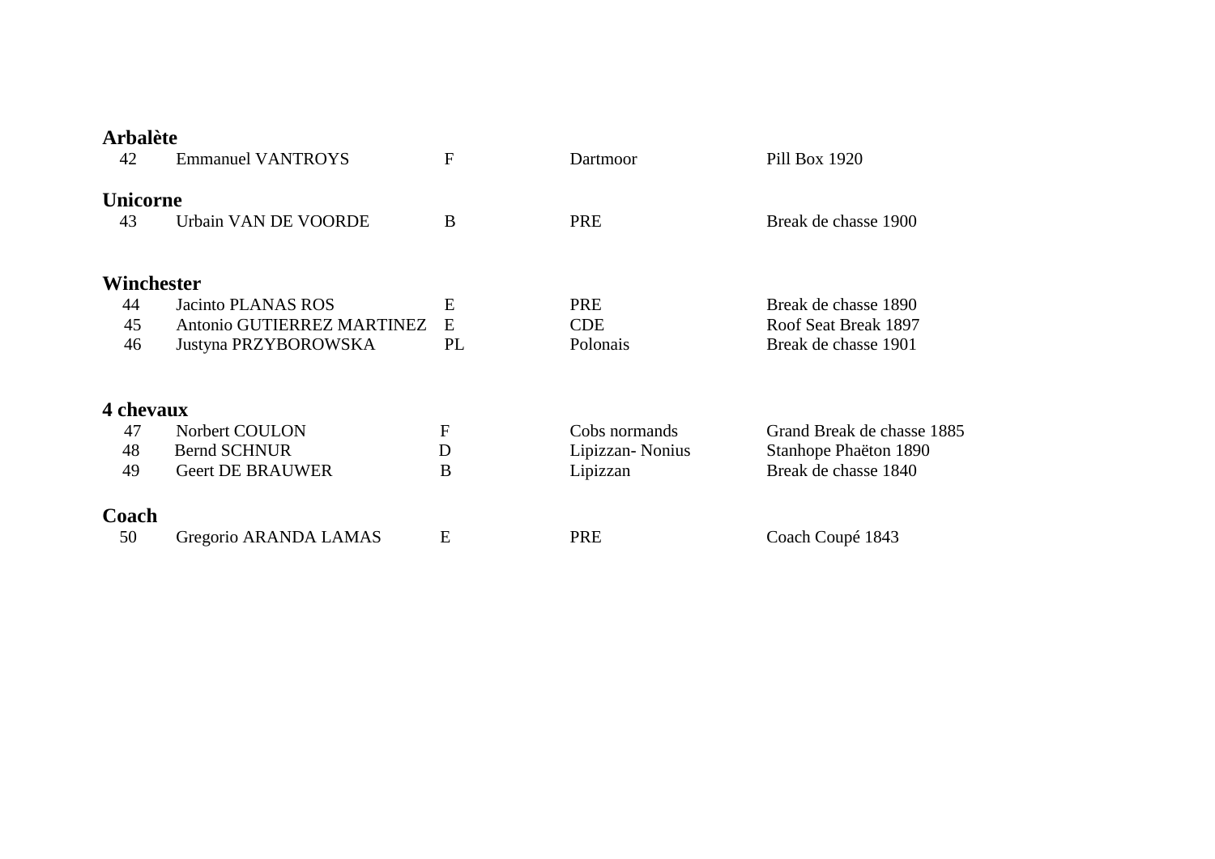**Arbalète**

| | | | | |
|---|---|---|---|---|
| 42 | Emmanuel VANTROYS | F | Dartmoor | Pill Box 1920 |

**Unicorne**

| | | | | |
|---|---|---|---|---|
| 43 | Urbain VAN DE VOORDE | B | PRE | Break de chasse 1900 |

**Winchester**

| | | | | |
|---|---|---|---|---|
| 44 | Jacinto PLANAS ROS | E | PRE | Break de chasse 1890 |
| 45 | Antonio GUTIERREZ MARTINEZ | E | CDE | Roof Seat Break 1897 |
| 46 | Justyna PRZYBOROWSKA | PL | Polonais | Break de chasse 1901 |

**4 chevaux**

| | | | | |
|---|---|---|---|---|
| 47 | Norbert COULON | F | Cobs normands | Grand Break de chasse 1885 |
| 48 | Bernd SCHNUR | D | Lipizzan- Nonius | Stanhope Phaëton 1890 |
| 49 | Geert DE BRAUWER | B | Lipizzan | Break de chasse 1840 |

**Coach**

| | | | | |
|---|---|---|---|---|
| 50 | Gregorio ARANDA LAMAS | E | PRE | Coach Coupé 1843 |